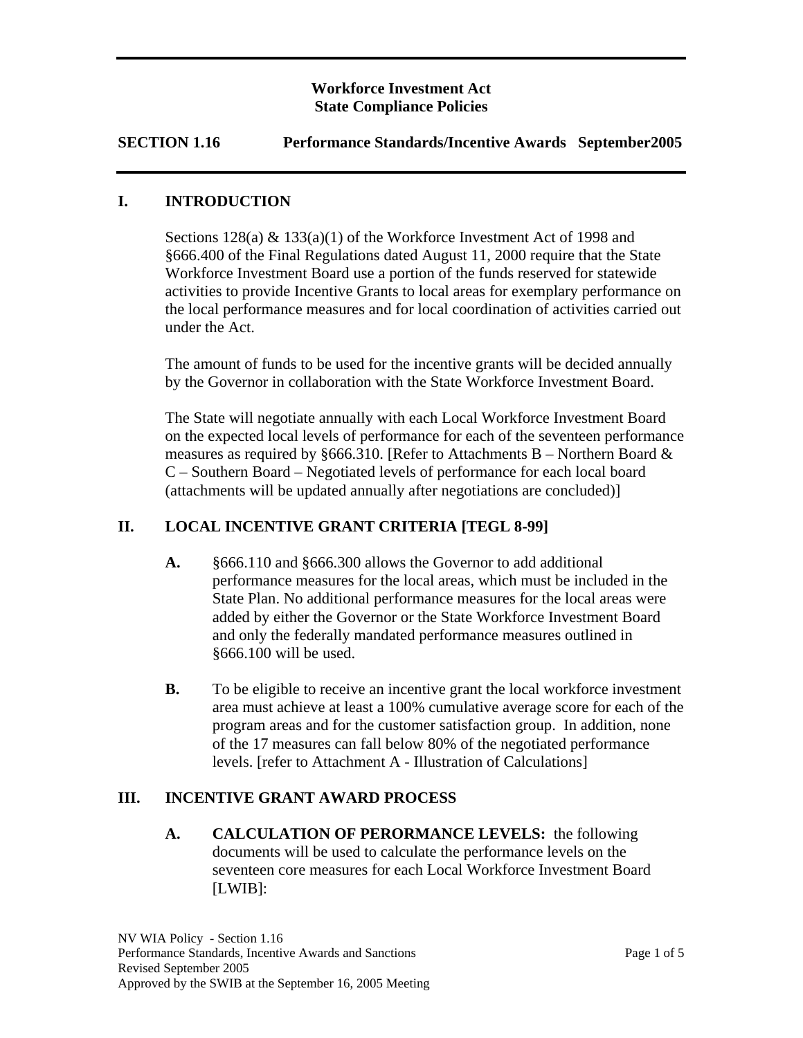**Workforce Investment Act**
**State Compliance Policies**

**SECTION 1.16 Performance Standards/Incentive Awards September2005**

## I. INTRODUCTION

Sections 128(a) & 133(a)(1) of the Workforce Investment Act of 1998 and §666.400 of the Final Regulations dated August 11, 2000 require that the State Workforce Investment Board use a portion of the funds reserved for statewide activities to provide Incentive Grants to local areas for exemplary performance on the local performance measures and for local coordination of activities carried out under the Act.

The amount of funds to be used for the incentive grants will be decided annually by the Governor in collaboration with the State Workforce Investment Board.

The State will negotiate annually with each Local Workforce Investment Board on the expected local levels of performance for each of the seventeen performance measures as required by §666.310. [Refer to Attachments B – Northern Board & C – Southern Board – Negotiated levels of performance for each local board (attachments will be updated annually after negotiations are concluded)]

## II. LOCAL INCENTIVE GRANT CRITERIA [TEGL 8-99]

**A.** §666.110 and §666.300 allows the Governor to add additional performance measures for the local areas, which must be included in the State Plan. No additional performance measures for the local areas were added by either the Governor or the State Workforce Investment Board and only the federally mandated performance measures outlined in §666.100 will be used.

**B.** To be eligible to receive an incentive grant the local workforce investment area must achieve at least a 100% cumulative average score for each of the program areas and for the customer satisfaction group. In addition, none of the 17 measures can fall below 80% of the negotiated performance levels. [refer to Attachment A - Illustration of Calculations]

## III. INCENTIVE GRANT AWARD PROCESS

**A. CALCULATION OF PERORMANCE LEVELS:** the following documents will be used to calculate the performance levels on the seventeen core measures for each Local Workforce Investment Board [LWIB]: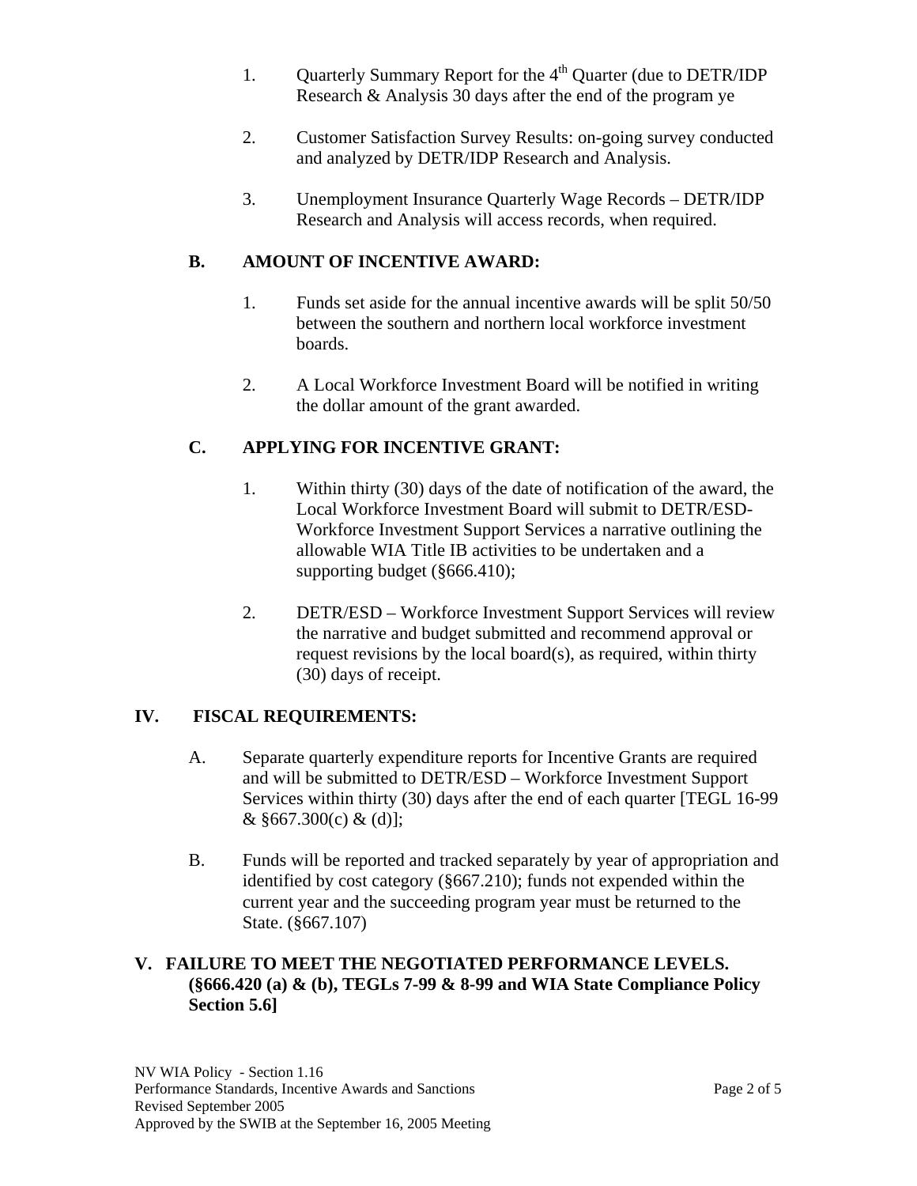1. Quarterly Summary Report for the 4th Quarter (due to DETR/IDP Research & Analysis 30 days after the end of the program ye

2. Customer Satisfaction Survey Results: on-going survey conducted and analyzed by DETR/IDP Research and Analysis.

3. Unemployment Insurance Quarterly Wage Records – DETR/IDP Research and Analysis will access records, when required.

### B. AMOUNT OF INCENTIVE AWARD:

1. Funds set aside for the annual incentive awards will be split 50/50 between the southern and northern local workforce investment boards.

2. A Local Workforce Investment Board will be notified in writing the dollar amount of the grant awarded.

### C. APPLYING FOR INCENTIVE GRANT:

1. Within thirty (30) days of the date of notification of the award, the Local Workforce Investment Board will submit to DETR/ESD-Workforce Investment Support Services a narrative outlining the allowable WIA Title IB activities to be undertaken and a supporting budget (§666.410);

2. DETR/ESD – Workforce Investment Support Services will review the narrative and budget submitted and recommend approval or request revisions by the local board(s), as required, within thirty (30) days of receipt.

## IV. FISCAL REQUIREMENTS:

A. Separate quarterly expenditure reports for Incentive Grants are required and will be submitted to DETR/ESD – Workforce Investment Support Services within thirty (30) days after the end of each quarter [TEGL 16-99 & §667.300(c) & (d)];

B. Funds will be reported and tracked separately by year of appropriation and identified by cost category (§667.210); funds not expended within the current year and the succeeding program year must be returned to the State. (§667.107)

## V. FAILURE TO MEET THE NEGOTIATED PERFORMANCE LEVELS. (§666.420 (a) & (b), TEGLs 7-99 & 8-99 and WIA State Compliance Policy Section 5.6]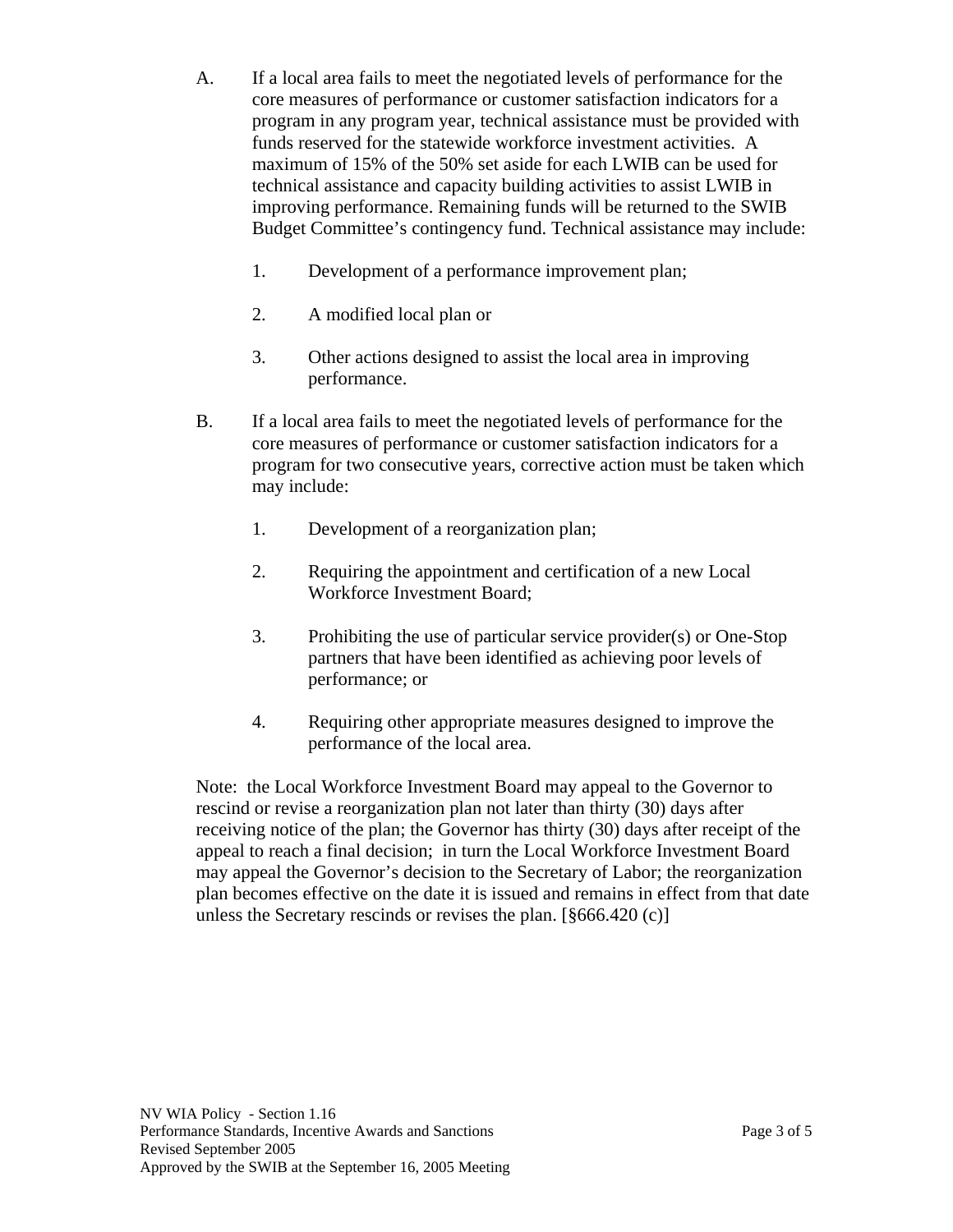A. If a local area fails to meet the negotiated levels of performance for the core measures of performance or customer satisfaction indicators for a program in any program year, technical assistance must be provided with funds reserved for the statewide workforce investment activities. A maximum of 15% of the 50% set aside for each LWIB can be used for technical assistance and capacity building activities to assist LWIB in improving performance. Remaining funds will be returned to the SWIB Budget Committee's contingency fund. Technical assistance may include:

   1. Development of a performance improvement plan;

   2. A modified local plan or

   3. Other actions designed to assist the local area in improving performance.

B. If a local area fails to meet the negotiated levels of performance for the core measures of performance or customer satisfaction indicators for a program for two consecutive years, corrective action must be taken which may include:

   1. Development of a reorganization plan;

   2. Requiring the appointment and certification of a new Local Workforce Investment Board;

   3. Prohibiting the use of particular service provider(s) or One-Stop partners that have been identified as achieving poor levels of performance; or

   4. Requiring other appropriate measures designed to improve the performance of the local area.

Note: the Local Workforce Investment Board may appeal to the Governor to rescind or revise a reorganization plan not later than thirty (30) days after receiving notice of the plan; the Governor has thirty (30) days after receipt of the appeal to reach a final decision; in turn the Local Workforce Investment Board may appeal the Governor's decision to the Secretary of Labor; the reorganization plan becomes effective on the date it is issued and remains in effect from that date unless the Secretary rescinds or revises the plan. [§666.420 (c)]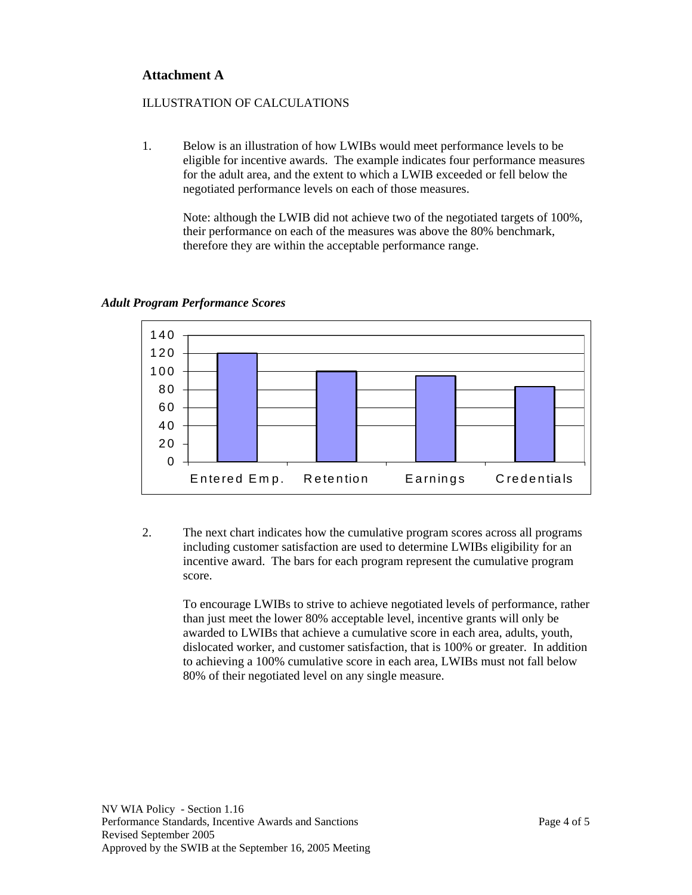## Attachment A

ILLUSTRATION OF CALCULATIONS

1. Below is an illustration of how LWIBs would meet performance levels to be eligible for incentive awards. The example indicates four performance measures for the adult area, and the extent to which a LWIB exceeded or fell below the negotiated performance levels on each of those measures.

   Note: although the LWIB did not achieve two of the negotiated targets of 100%, their performance on each of the measures was above the 80% benchmark, therefore they are within the acceptable performance range.

***Adult Program Performance Scores***

| Measure | Score |
|---|---|
| Entered Emp. | 120 |
| Retention | 100 |
| Earnings | 95 |
| Credentials | 83 |

2. The next chart indicates how the cumulative program scores across all programs including customer satisfaction are used to determine LWIBs eligibility for an incentive award. The bars for each program represent the cumulative program score.

   To encourage LWIBs to strive to achieve negotiated levels of performance, rather than just meet the lower 80% acceptable level, incentive grants will only be awarded to LWIBs that achieve a cumulative score in each area, adults, youth, dislocated worker, and customer satisfaction, that is 100% or greater. In addition to achieving a 100% cumulative score in each area, LWIBs must not fall below 80% of their negotiated level on any single measure.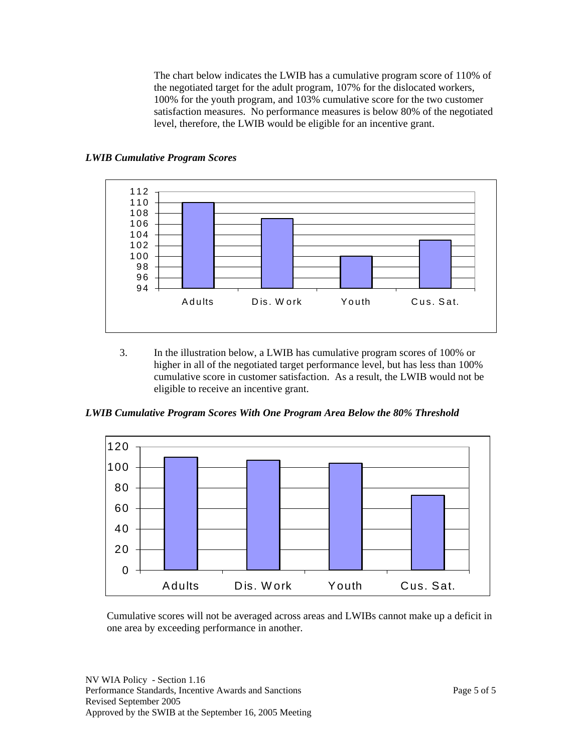The chart below indicates the LWIB has a cumulative program score of 110% of the negotiated target for the adult program, 107% for the dislocated workers, 100% for the youth program, and 103% cumulative score for the two customer satisfaction measures. No performance measures is below 80% of the negotiated level, therefore, the LWIB would be eligible for an incentive grant.

***LWIB Cumulative Program Scores***

112
110
108
106
104
102
100
98
96
94

Adults
Dis. Work
Youth
Cus. Sat.

3. In the illustration below, a LWIB has cumulative program scores of 100% or higher in all of the negotiated target performance level, but has less than 100% cumulative score in customer satisfaction. As a result, the LWIB would not be eligible to receive an incentive grant.

***LWIB Cumulative Program Scores With One Program Area Below the 80% Threshold***

120
100
80
60
40
20
0

Adults
Dis. Work
Youth
Cus. Sat.

Cumulative scores will not be averaged across areas and LWIBs cannot make up a deficit in one area by exceeding performance in another.

NV WIA Policy - Section 1.16
Performance Standards, Incentive Awards and Sanctions
Revised September 2005
Approved by the SWIB at the September 16, 2005 Meeting